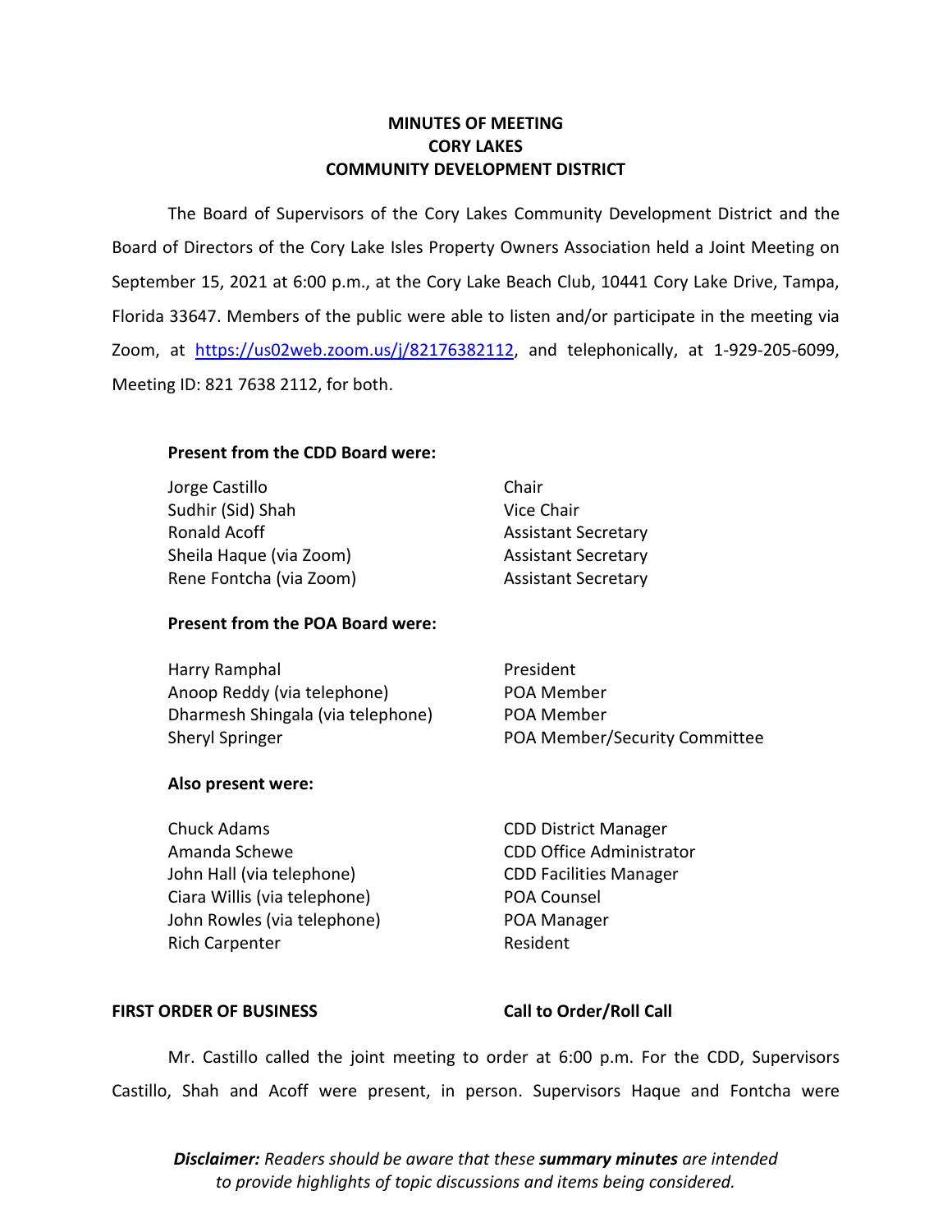# MINUTES OF MEETING
# CORY LAKES
# COMMUNITY DEVELOPMENT DISTRICT

The Board of Supervisors of the Cory Lakes Community Development District and the Board of Directors of the Cory Lake Isles Property Owners Association held a Joint Meeting on September 15, 2021 at 6:00 p.m., at the Cory Lake Beach Club, 10441 Cory Lake Drive, Tampa, Florida 33647. Members of the public were able to listen and/or participate in the meeting via Zoom, at https://us02web.zoom.us/j/82176382112, and telephonically, at 1-929-205-6099, Meeting ID: 821 7638 2112, for both.

**Present from the CDD Board were:**

| | |
|---|---|
| Jorge Castillo | Chair |
| Sudhir (Sid) Shah | Vice Chair |
| Ronald Acoff | Assistant Secretary |
| Sheila Haque (via Zoom) | Assistant Secretary |
| Rene Fontcha (via Zoom) | Assistant Secretary |

**Present from the POA Board were:**

| | |
|---|---|
| Harry Ramphal | President |
| Anoop Reddy (via telephone) | POA Member |
| Dharmesh Shingala (via telephone) | POA Member |
| Sheryl Springer | POA Member/Security Committee |

**Also present were:**

| | |
|---|---|
| Chuck Adams | CDD District Manager |
| Amanda Schewe | CDD Office Administrator |
| John Hall (via telephone) | CDD Facilities Manager |
| Ciara Willis (via telephone) | POA Counsel |
| John Rowles (via telephone) | POA Manager |
| Rich Carpenter | Resident |

**FIRST ORDER OF BUSINESS** **Call to Order/Roll Call**

Mr. Castillo called the joint meeting to order at 6:00 p.m. For the CDD, Supervisors Castillo, Shah and Acoff were present, in person. Supervisors Haque and Fontcha were

***Disclaimer:** Readers should be aware that these **summary minutes** are intended to provide highlights of topic discussions and items being considered.*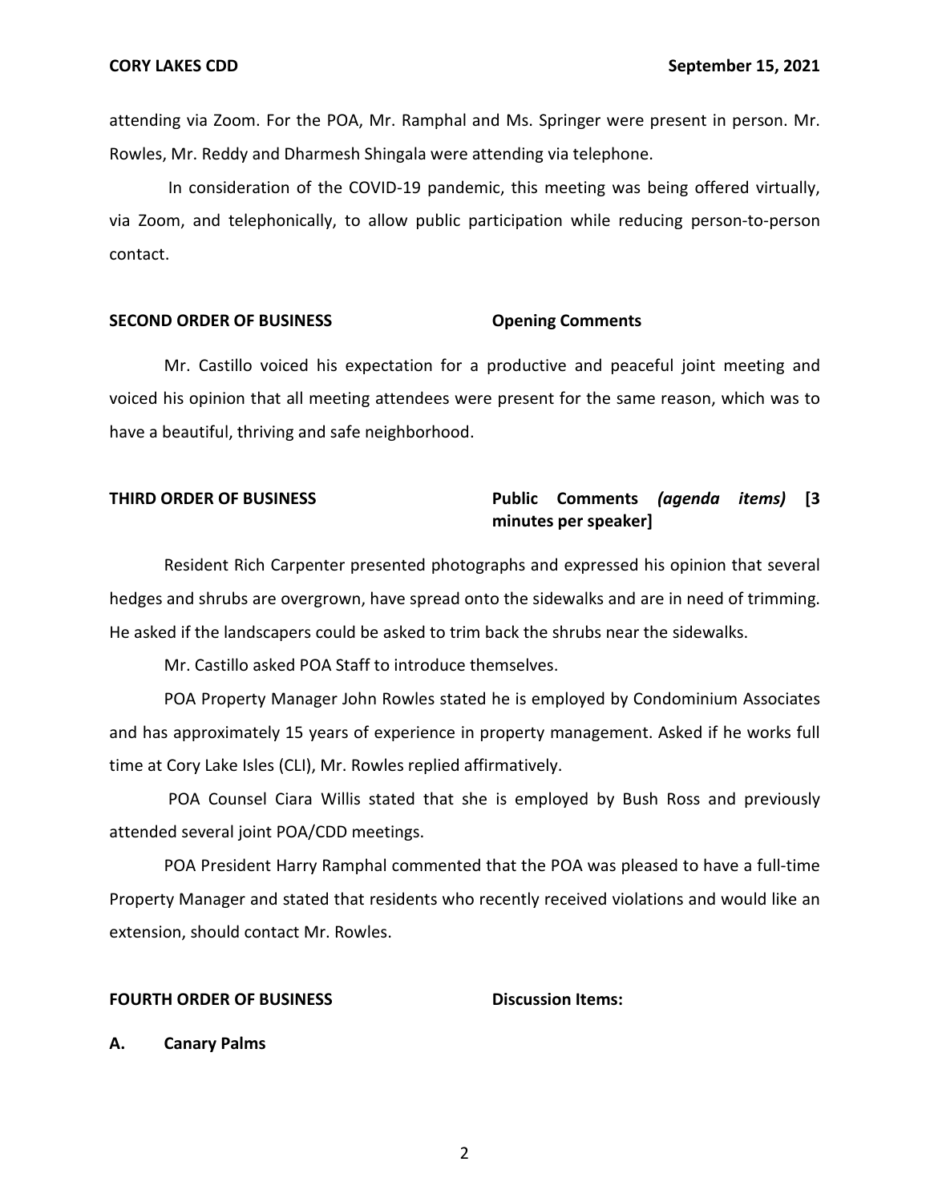attending via Zoom. For the POA, Mr. Ramphal and Ms. Springer were present in person. Mr. Rowles, Mr. Reddy and Dharmesh Shingala were attending via telephone.

In consideration of the COVID-19 pandemic, this meeting was being offered virtually, via Zoom, and telephonically, to allow public participation while reducing person-to-person contact.

**SECOND ORDER OF BUSINESS** **Opening Comments**

Mr. Castillo voiced his expectation for a productive and peaceful joint meeting and voiced his opinion that all meeting attendees were present for the same reason, which was to have a beautiful, thriving and safe neighborhood.

**THIRD ORDER OF BUSINESS** **Public Comments *(agenda items)* [3 minutes per speaker]**

Resident Rich Carpenter presented photographs and expressed his opinion that several hedges and shrubs are overgrown, have spread onto the sidewalks and are in need of trimming. He asked if the landscapers could be asked to trim back the shrubs near the sidewalks.

Mr. Castillo asked POA Staff to introduce themselves.

POA Property Manager John Rowles stated he is employed by Condominium Associates and has approximately 15 years of experience in property management. Asked if he works full time at Cory Lake Isles (CLI), Mr. Rowles replied affirmatively.

POA Counsel Ciara Willis stated that she is employed by Bush Ross and previously attended several joint POA/CDD meetings.

POA President Harry Ramphal commented that the POA was pleased to have a full-time Property Manager and stated that residents who recently received violations and would like an extension, should contact Mr. Rowles.

**FOURTH ORDER OF BUSINESS** **Discussion Items:**

**A. Canary Palms**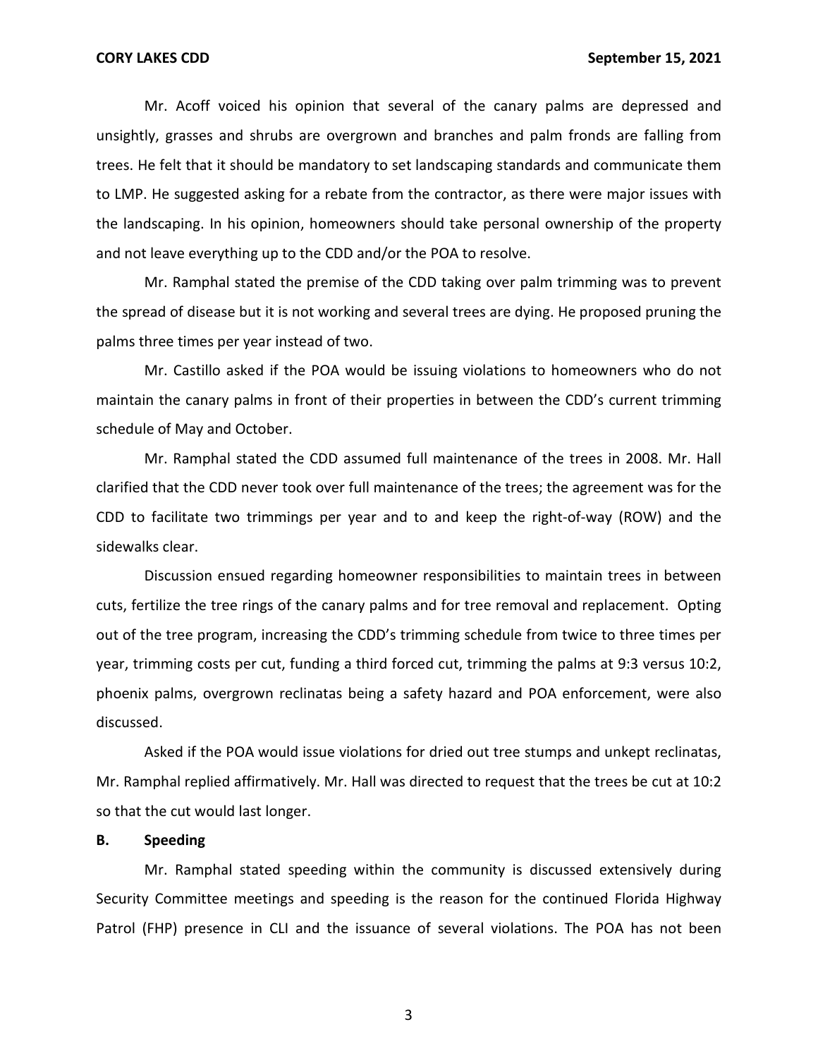Mr. Acoff voiced his opinion that several of the canary palms are depressed and unsightly, grasses and shrubs are overgrown and branches and palm fronds are falling from trees. He felt that it should be mandatory to set landscaping standards and communicate them to LMP. He suggested asking for a rebate from the contractor, as there were major issues with the landscaping. In his opinion, homeowners should take personal ownership of the property and not leave everything up to the CDD and/or the POA to resolve.

Mr. Ramphal stated the premise of the CDD taking over palm trimming was to prevent the spread of disease but it is not working and several trees are dying. He proposed pruning the palms three times per year instead of two.

Mr. Castillo asked if the POA would be issuing violations to homeowners who do not maintain the canary palms in front of their properties in between the CDD's current trimming schedule of May and October.

Mr. Ramphal stated the CDD assumed full maintenance of the trees in 2008. Mr. Hall clarified that the CDD never took over full maintenance of the trees; the agreement was for the CDD to facilitate two trimmings per year and to and keep the right-of-way (ROW) and the sidewalks clear.

Discussion ensued regarding homeowner responsibilities to maintain trees in between cuts, fertilize the tree rings of the canary palms and for tree removal and replacement. Opting out of the tree program, increasing the CDD's trimming schedule from twice to three times per year, trimming costs per cut, funding a third forced cut, trimming the palms at 9:3 versus 10:2, phoenix palms, overgrown reclinatas being a safety hazard and POA enforcement, were also discussed.

Asked if the POA would issue violations for dried out tree stumps and unkept reclinatas, Mr. Ramphal replied affirmatively. Mr. Hall was directed to request that the trees be cut at 10:2 so that the cut would last longer.

**B. Speeding**

Mr. Ramphal stated speeding within the community is discussed extensively during Security Committee meetings and speeding is the reason for the continued Florida Highway Patrol (FHP) presence in CLI and the issuance of several violations. The POA has not been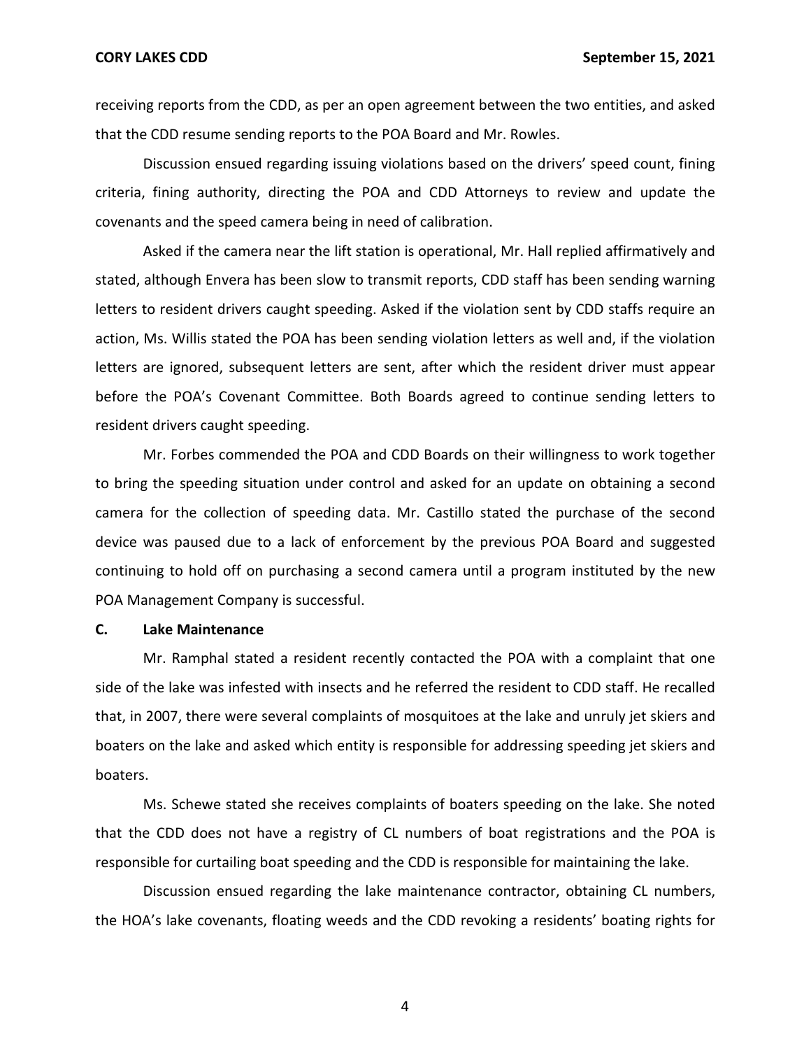receiving reports from the CDD, as per an open agreement between the two entities, and asked that the CDD resume sending reports to the POA Board and Mr. Rowles.

Discussion ensued regarding issuing violations based on the drivers' speed count, fining criteria, fining authority, directing the POA and CDD Attorneys to review and update the covenants and the speed camera being in need of calibration.

Asked if the camera near the lift station is operational, Mr. Hall replied affirmatively and stated, although Envera has been slow to transmit reports, CDD staff has been sending warning letters to resident drivers caught speeding. Asked if the violation sent by CDD staffs require an action, Ms. Willis stated the POA has been sending violation letters as well and, if the violation letters are ignored, subsequent letters are sent, after which the resident driver must appear before the POA's Covenant Committee. Both Boards agreed to continue sending letters to resident drivers caught speeding.

Mr. Forbes commended the POA and CDD Boards on their willingness to work together to bring the speeding situation under control and asked for an update on obtaining a second camera for the collection of speeding data. Mr. Castillo stated the purchase of the second device was paused due to a lack of enforcement by the previous POA Board and suggested continuing to hold off on purchasing a second camera until a program instituted by the new POA Management Company is successful.

**C. Lake Maintenance**

Mr. Ramphal stated a resident recently contacted the POA with a complaint that one side of the lake was infested with insects and he referred the resident to CDD staff. He recalled that, in 2007, there were several complaints of mosquitoes at the lake and unruly jet skiers and boaters on the lake and asked which entity is responsible for addressing speeding jet skiers and boaters.

Ms. Schewe stated she receives complaints of boaters speeding on the lake. She noted that the CDD does not have a registry of CL numbers of boat registrations and the POA is responsible for curtailing boat speeding and the CDD is responsible for maintaining the lake.

Discussion ensued regarding the lake maintenance contractor, obtaining CL numbers, the HOA's lake covenants, floating weeds and the CDD revoking a residents' boating rights for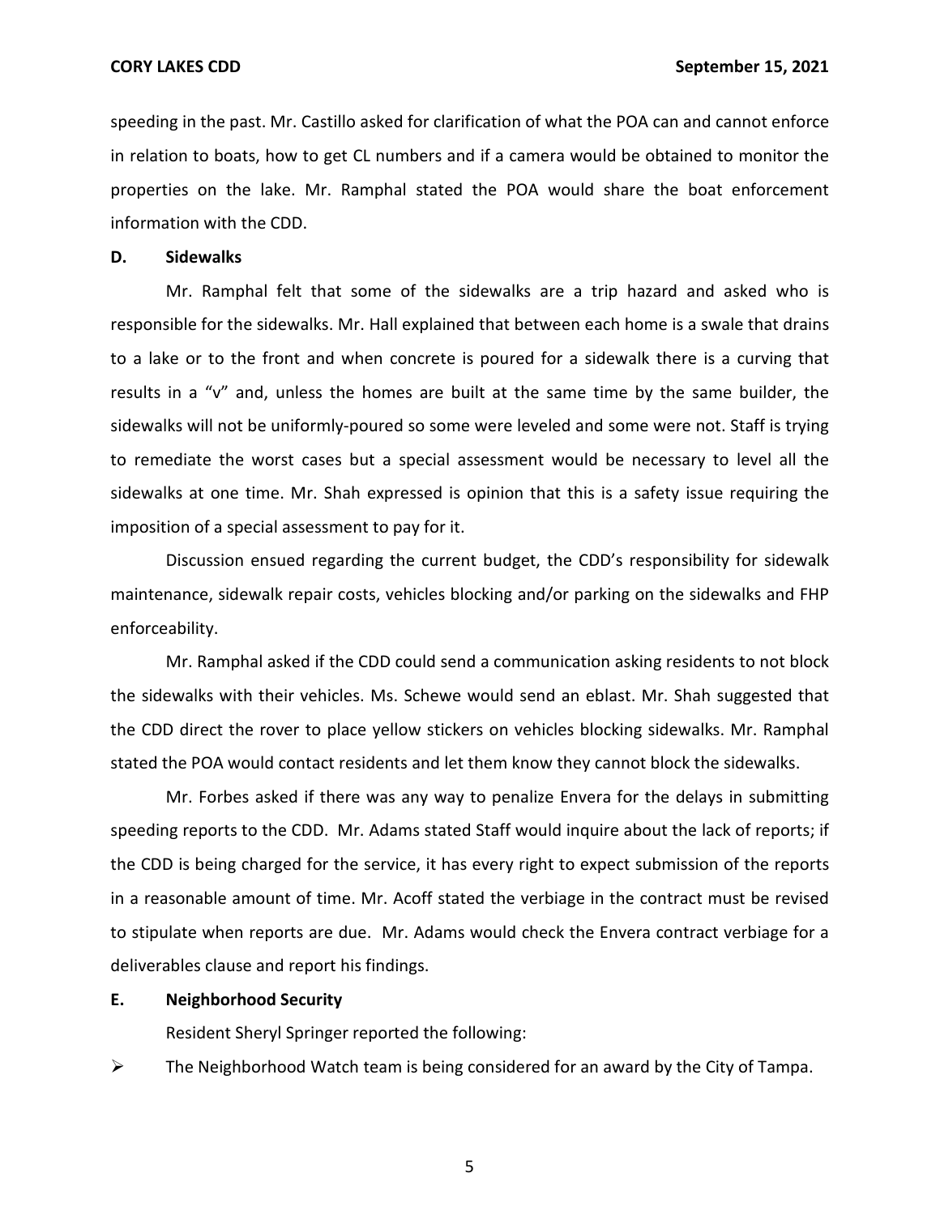speeding in the past. Mr. Castillo asked for clarification of what the POA can and cannot enforce in relation to boats, how to get CL numbers and if a camera would be obtained to monitor the properties on the lake. Mr. Ramphal stated the POA would share the boat enforcement information with the CDD.

**D. Sidewalks**

Mr. Ramphal felt that some of the sidewalks are a trip hazard and asked who is responsible for the sidewalks. Mr. Hall explained that between each home is a swale that drains to a lake or to the front and when concrete is poured for a sidewalk there is a curving that results in a "v" and, unless the homes are built at the same time by the same builder, the sidewalks will not be uniformly-poured so some were leveled and some were not. Staff is trying to remediate the worst cases but a special assessment would be necessary to level all the sidewalks at one time. Mr. Shah expressed is opinion that this is a safety issue requiring the imposition of a special assessment to pay for it.

Discussion ensued regarding the current budget, the CDD's responsibility for sidewalk maintenance, sidewalk repair costs, vehicles blocking and/or parking on the sidewalks and FHP enforceability.

Mr. Ramphal asked if the CDD could send a communication asking residents to not block the sidewalks with their vehicles. Ms. Schewe would send an eblast. Mr. Shah suggested that the CDD direct the rover to place yellow stickers on vehicles blocking sidewalks. Mr. Ramphal stated the POA would contact residents and let them know they cannot block the sidewalks.

Mr. Forbes asked if there was any way to penalize Envera for the delays in submitting speeding reports to the CDD. Mr. Adams stated Staff would inquire about the lack of reports; if the CDD is being charged for the service, it has every right to expect submission of the reports in a reasonable amount of time. Mr. Acoff stated the verbiage in the contract must be revised to stipulate when reports are due. Mr. Adams would check the Envera contract verbiage for a deliverables clause and report his findings.

**E. Neighborhood Security**

Resident Sheryl Springer reported the following:

- The Neighborhood Watch team is being considered for an award by the City of Tampa.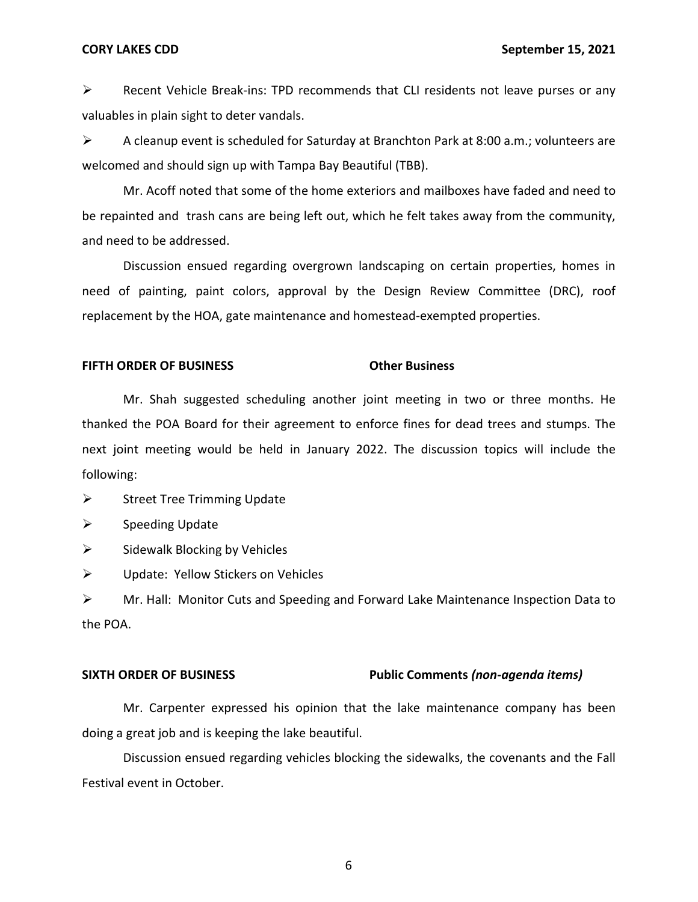- Recent Vehicle Break-ins: TPD recommends that CLI residents not leave purses or any valuables in plain sight to deter vandals.
- A cleanup event is scheduled for Saturday at Branchton Park at 8:00 a.m.; volunteers are welcomed and should sign up with Tampa Bay Beautiful (TBB).

Mr. Acoff noted that some of the home exteriors and mailboxes have faded and need to be repainted and trash cans are being left out, which he felt takes away from the community, and need to be addressed.

Discussion ensued regarding overgrown landscaping on certain properties, homes in need of painting, paint colors, approval by the Design Review Committee (DRC), roof replacement by the HOA, gate maintenance and homestead-exempted properties.

**FIFTH ORDER OF BUSINESS** **Other Business**

Mr. Shah suggested scheduling another joint meeting in two or three months. He thanked the POA Board for their agreement to enforce fines for dead trees and stumps. The next joint meeting would be held in January 2022. The discussion topics will include the following:

- Street Tree Trimming Update
- Speeding Update
- Sidewalk Blocking by Vehicles
- Update: Yellow Stickers on Vehicles
- Mr. Hall: Monitor Cuts and Speeding and Forward Lake Maintenance Inspection Data to the POA.

**SIXTH ORDER OF BUSINESS** **Public Comments *(non-agenda items)***

Mr. Carpenter expressed his opinion that the lake maintenance company has been doing a great job and is keeping the lake beautiful.

Discussion ensued regarding vehicles blocking the sidewalks, the covenants and the Fall Festival event in October.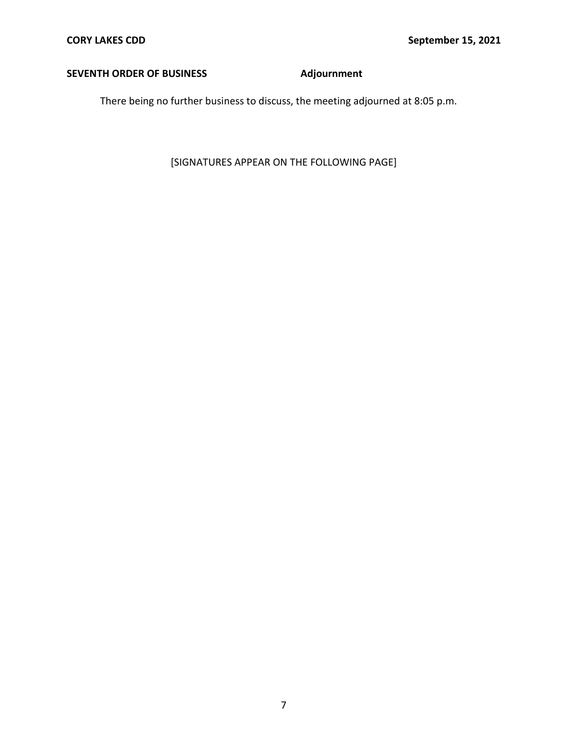**SEVENTH ORDER OF BUSINESS** **Adjournment**

There being no further business to discuss, the meeting adjourned at 8:05 p.m.

[SIGNATURES APPEAR ON THE FOLLOWING PAGE]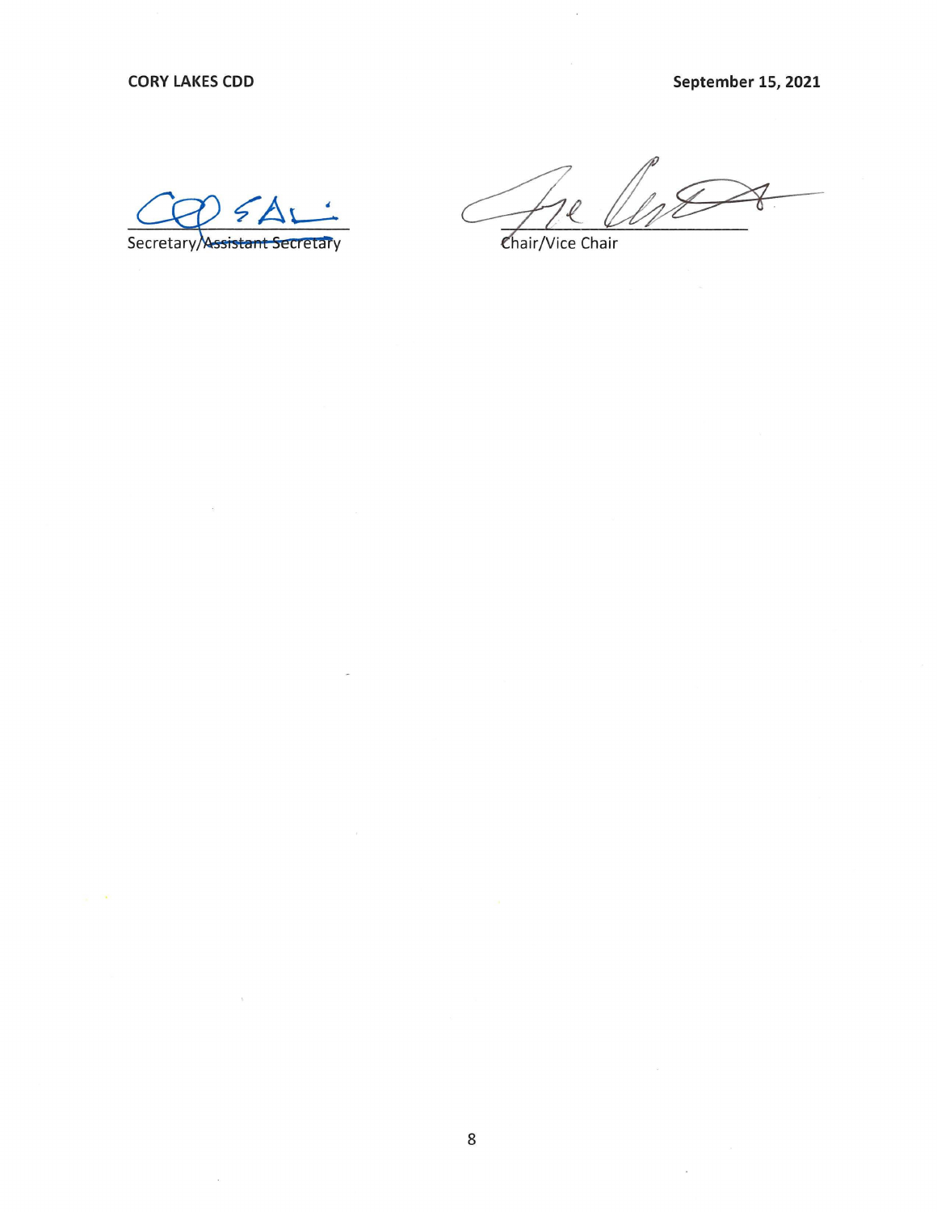CORY LAKES CDD

September 15, 2021

Secretary/~~Assistant Secretary~~

Chair/Vice Chair